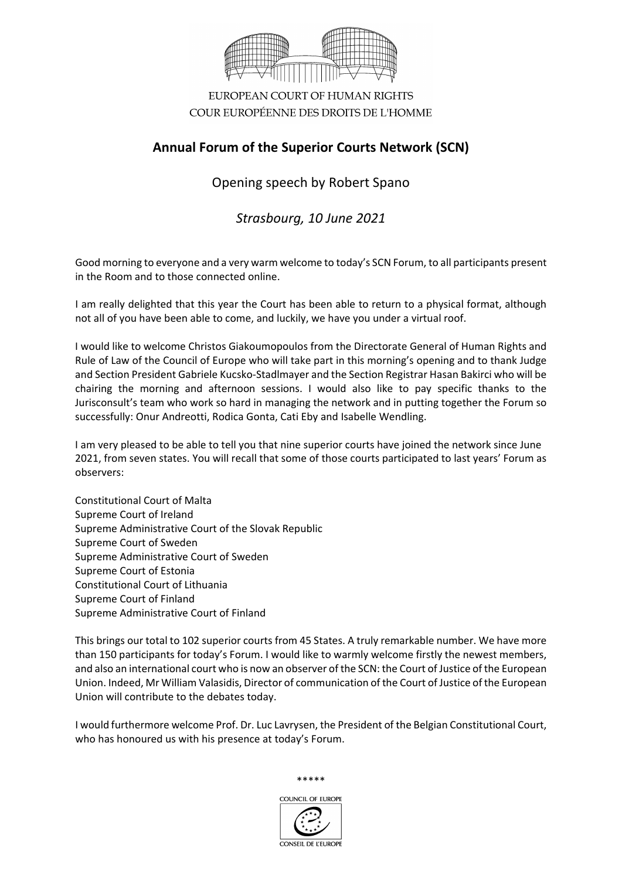EUROPEAN COURT OF HUMAN RIGHTS
COUR EUROPÉENNE DES DROITS DE L'HOMME

# Annual Forum of the Superior Courts Network (SCN)

## Opening speech by Robert Spano

*Strasbourg, 10 June 2021*

Good morning to everyone and a very warm welcome to today's SCN Forum, to all participants present in the Room and to those connected online.

I am really delighted that this year the Court has been able to return to a physical format, although not all of you have been able to come, and luckily, we have you under a virtual roof.

I would like to welcome Christos Giakoumopoulos from the Directorate General of Human Rights and Rule of Law of the Council of Europe who will take part in this morning's opening and to thank Judge and Section President Gabriele Kucsko-Stadlmayer and the Section Registrar Hasan Bakirci who will be chairing the morning and afternoon sessions. I would also like to pay specific thanks to the Jurisconsult's team who work so hard in managing the network and in putting together the Forum so successfully: Onur Andreotti, Rodica Gonta, Cati Eby and Isabelle Wendling.

I am very pleased to be able to tell you that nine superior courts have joined the network since June 2021, from seven states. You will recall that some of those courts participated to last years' Forum as observers:

Constitutional Court of Malta
Supreme Court of Ireland
Supreme Administrative Court of the Slovak Republic
Supreme Court of Sweden
Supreme Administrative Court of Sweden
Supreme Court of Estonia
Constitutional Court of Lithuania
Supreme Court of Finland
Supreme Administrative Court of Finland

This brings our total to 102 superior courts from 45 States. A truly remarkable number. We have more than 150 participants for today's Forum. I would like to warmly welcome firstly the newest members, and also an international court who is now an observer of the SCN: the Court of Justice of the European Union. Indeed, Mr William Valasidis, Director of communication of the Court of Justice of the European Union will contribute to the debates today.

I would furthermore welcome Prof. Dr. Luc Lavrysen, the President of the Belgian Constitutional Court, who has honoured us with his presence at today's Forum.

*****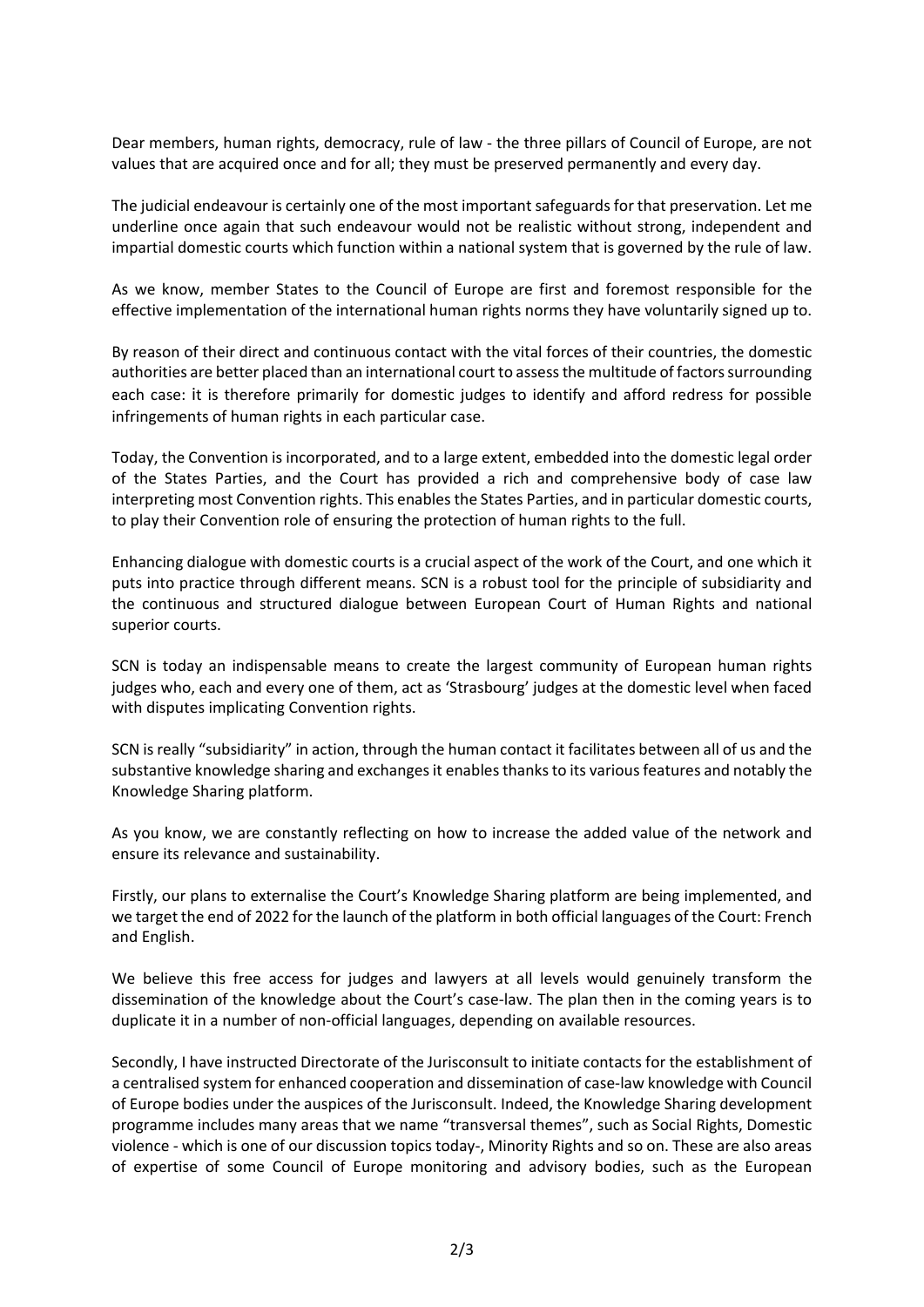Dear members, human rights, democracy, rule of law - the three pillars of Council of Europe, are not values that are acquired once and for all; they must be preserved permanently and every day.

The judicial endeavour is certainly one of the most important safeguards for that preservation. Let me underline once again that such endeavour would not be realistic without strong, independent and impartial domestic courts which function within a national system that is governed by the rule of law.

As we know, member States to the Council of Europe are first and foremost responsible for the effective implementation of the international human rights norms they have voluntarily signed up to.

By reason of their direct and continuous contact with the vital forces of their countries, the domestic authorities are better placed than an international court to assess the multitude of factors surrounding each case: it is therefore primarily for domestic judges to identify and afford redress for possible infringements of human rights in each particular case.

Today, the Convention is incorporated, and to a large extent, embedded into the domestic legal order of the States Parties, and the Court has provided a rich and comprehensive body of case law interpreting most Convention rights. This enables the States Parties, and in particular domestic courts, to play their Convention role of ensuring the protection of human rights to the full.

Enhancing dialogue with domestic courts is a crucial aspect of the work of the Court, and one which it puts into practice through different means. SCN is a robust tool for the principle of subsidiarity and the continuous and structured dialogue between European Court of Human Rights and national superior courts.

SCN is today an indispensable means to create the largest community of European human rights judges who, each and every one of them, act as 'Strasbourg' judges at the domestic level when faced with disputes implicating Convention rights.

SCN is really "subsidiarity" in action, through the human contact it facilitates between all of us and the substantive knowledge sharing and exchanges it enables thanks to its various features and notably the Knowledge Sharing platform.

As you know, we are constantly reflecting on how to increase the added value of the network and ensure its relevance and sustainability.

Firstly, our plans to externalise the Court's Knowledge Sharing platform are being implemented, and we target the end of 2022 for the launch of the platform in both official languages of the Court: French and English.

We believe this free access for judges and lawyers at all levels would genuinely transform the dissemination of the knowledge about the Court's case-law. The plan then in the coming years is to duplicate it in a number of non-official languages, depending on available resources.

Secondly, I have instructed Directorate of the Jurisconsult to initiate contacts for the establishment of a centralised system for enhanced cooperation and dissemination of case-law knowledge with Council of Europe bodies under the auspices of the Jurisconsult. Indeed, the Knowledge Sharing development programme includes many areas that we name "transversal themes", such as Social Rights, Domestic violence - which is one of our discussion topics today-, Minority Rights and so on. These are also areas of expertise of some Council of Europe monitoring and advisory bodies, such as the European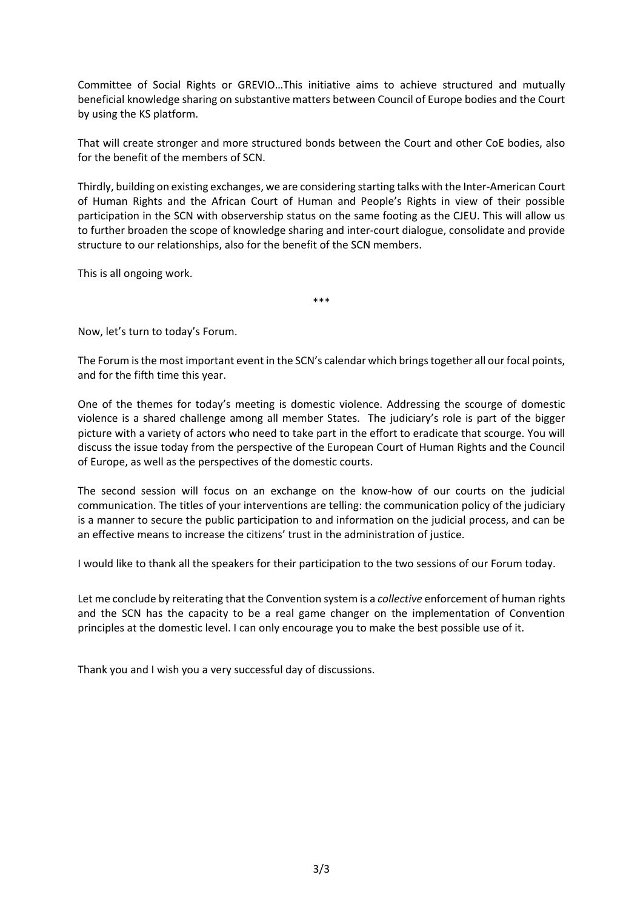Committee of Social Rights or GREVIO…This initiative aims to achieve structured and mutually beneficial knowledge sharing on substantive matters between Council of Europe bodies and the Court by using the KS platform.

That will create stronger and more structured bonds between the Court and other CoE bodies, also for the benefit of the members of SCN.

Thirdly, building on existing exchanges, we are considering starting talks with the Inter-American Court of Human Rights and the African Court of Human and People's Rights in view of their possible participation in the SCN with observership status on the same footing as the CJEU. This will allow us to further broaden the scope of knowledge sharing and inter-court dialogue, consolidate and provide structure to our relationships, also for the benefit of the SCN members.

This is all ongoing work.

\*\*\*

Now, let's turn to today's Forum.

The Forum is the most important event in the SCN's calendar which brings together all our focal points, and for the fifth time this year.

One of the themes for today's meeting is domestic violence. Addressing the scourge of domestic violence is a shared challenge among all member States. The judiciary's role is part of the bigger picture with a variety of actors who need to take part in the effort to eradicate that scourge. You will discuss the issue today from the perspective of the European Court of Human Rights and the Council of Europe, as well as the perspectives of the domestic courts.

The second session will focus on an exchange on the know-how of our courts on the judicial communication. The titles of your interventions are telling: the communication policy of the judiciary is a manner to secure the public participation to and information on the judicial process, and can be an effective means to increase the citizens' trust in the administration of justice.

I would like to thank all the speakers for their participation to the two sessions of our Forum today.

Let me conclude by reiterating that the Convention system is a *collective* enforcement of human rights and the SCN has the capacity to be a real game changer on the implementation of Convention principles at the domestic level. I can only encourage you to make the best possible use of it.

Thank you and I wish you a very successful day of discussions.